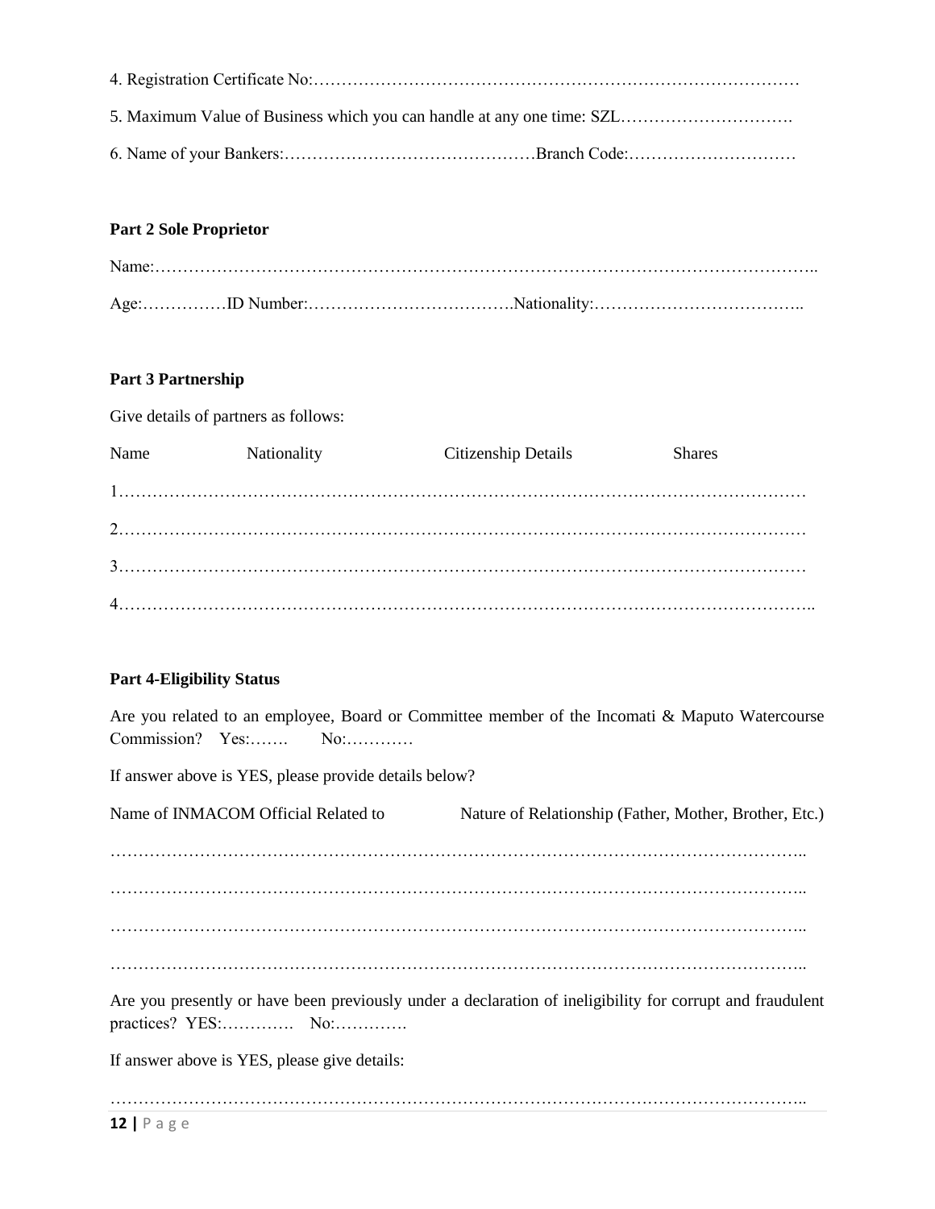4. Registration Certificate No:……………………………………………………………………………

5. Maximum Value of Business which you can handle at any one time: SZL………………………….

6. Name of your Bankers:………………………………………Branch Code:…………………………

**Part 2 Sole Proprietor**

Name:……………………………………………………………………………………………………..

Age:……………ID Number:……………………………….Nationality:………………………………..

**Part 3 Partnership**

Give details of partners as follows:

Name Nationality Citizenship Details Shares

1…………………………………………………………………………………………………………

2…………………………………………………………………………………………………………

3…………………………………………………………………………………………………………

4………………………………………………………………………………………………………..

**Part 4-Eligibility Status**

Are you related to an employee, Board or Committee member of the Incomati & Maputo Watercourse Commission? Yes:……. No:…………

If answer above is YES, please provide details below?

Name of INMACOM Official Related to Nature of Relationship (Father, Mother, Brother, Etc.)

………………………………………………………………………………………………………..

………………………………………………………………………………………………………..

………………………………………………………………………………………………………..

………………………………………………………………………………………………………..

Are you presently or have been previously under a declaration of ineligibility for corrupt and fraudulent practices? YES:…………. No:………….

If answer above is YES, please give details:

………………………………………………………………………………………………………..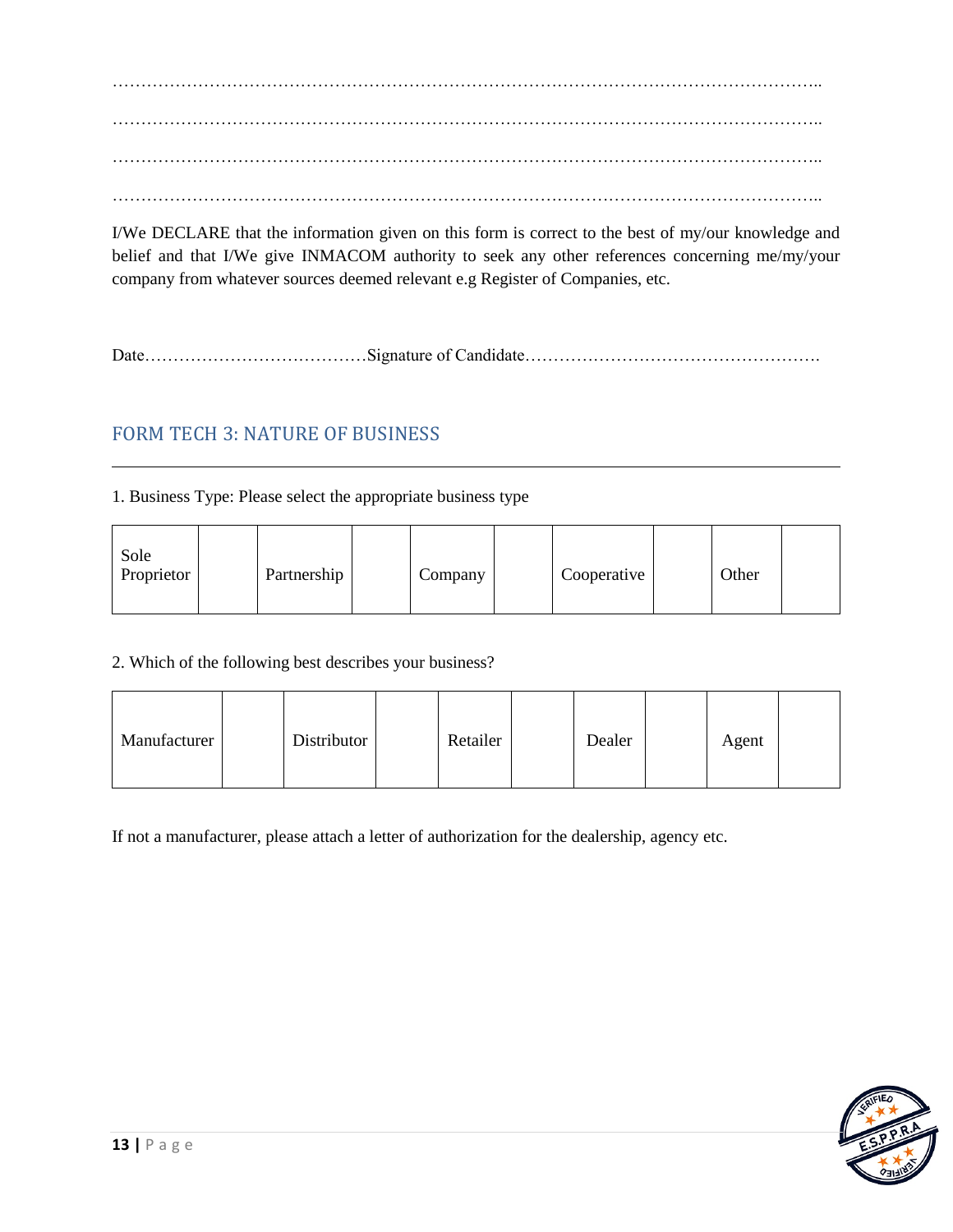……………………………………………………………………………………………………………..

……………………………………………………………………………………………………………..

……………………………………………………………………………………………………………..

……………………………………………………………………………………………………………..

I/We DECLARE that the information given on this form is correct to the best of my/our knowledge and belief and that I/We give INMACOM authority to seek any other references concerning me/my/your company from whatever sources deemed relevant e.g Register of Companies, etc.

Date…………………………………Signature of Candidate…………………………………………….

## FORM TECH 3: NATURE OF BUSINESS

1. Business Type: Please select the appropriate business type

| Sole Proprietor | | Partnership | | Company | | Cooperative | | Other | |
|---|---|---|---|---|---|---|---|---|---|

2. Which of the following best describes your business?

| Manufacturer | | Distributor | | Retailer | | Dealer | | Agent | |
|---|---|---|---|---|---|---|---|---|---|

If not a manufacturer, please attach a letter of authorization for the dealership, agency etc.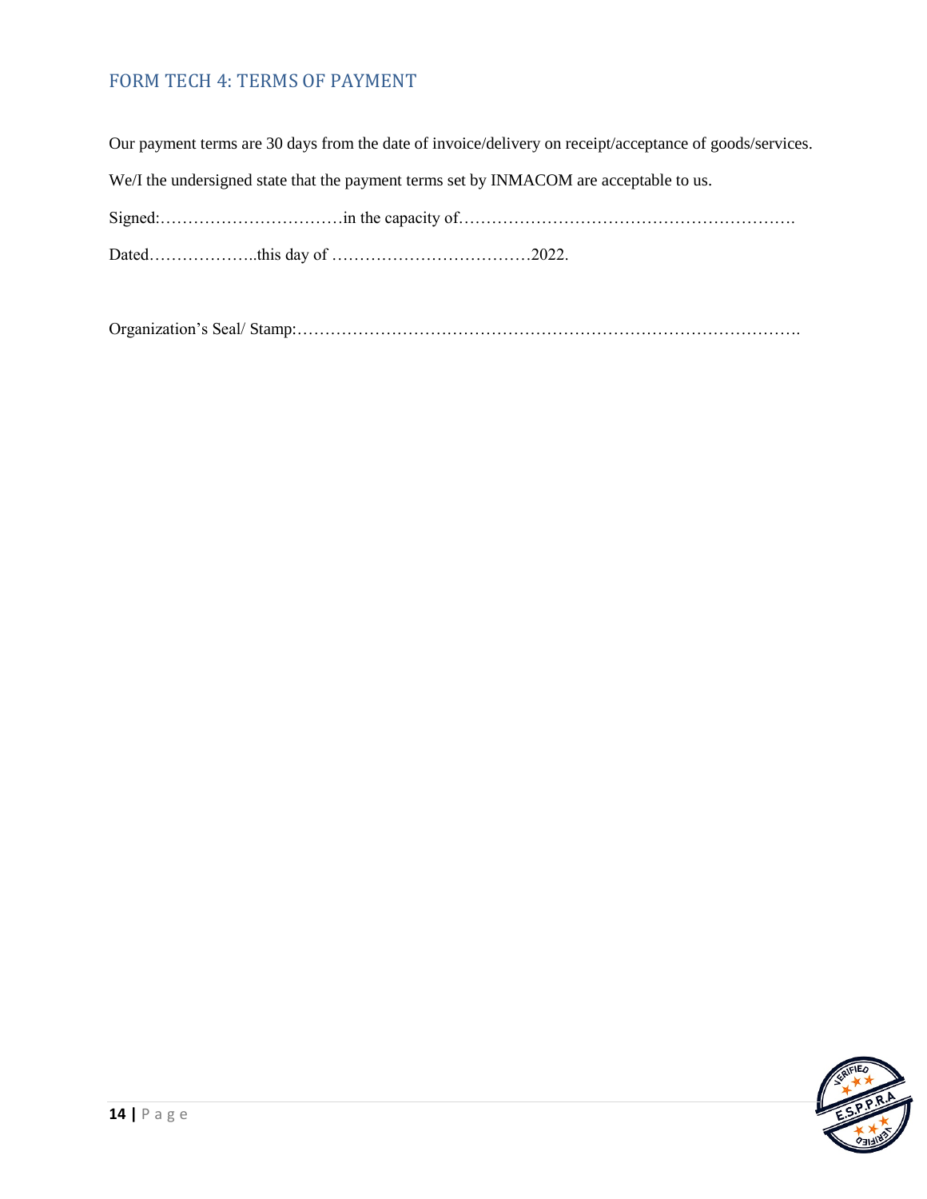## FORM TECH 4: TERMS OF PAYMENT

Our payment terms are 30 days from the date of invoice/delivery on receipt/acceptance of goods/services.

We/I the undersigned state that the payment terms set by INMACOM are acceptable to us.

Signed:……………………………in the capacity of…………………………………………………….

Dated………………..this day of ………………………………2022.

Organization's Seal/ Stamp:…………………………………………………………………………….